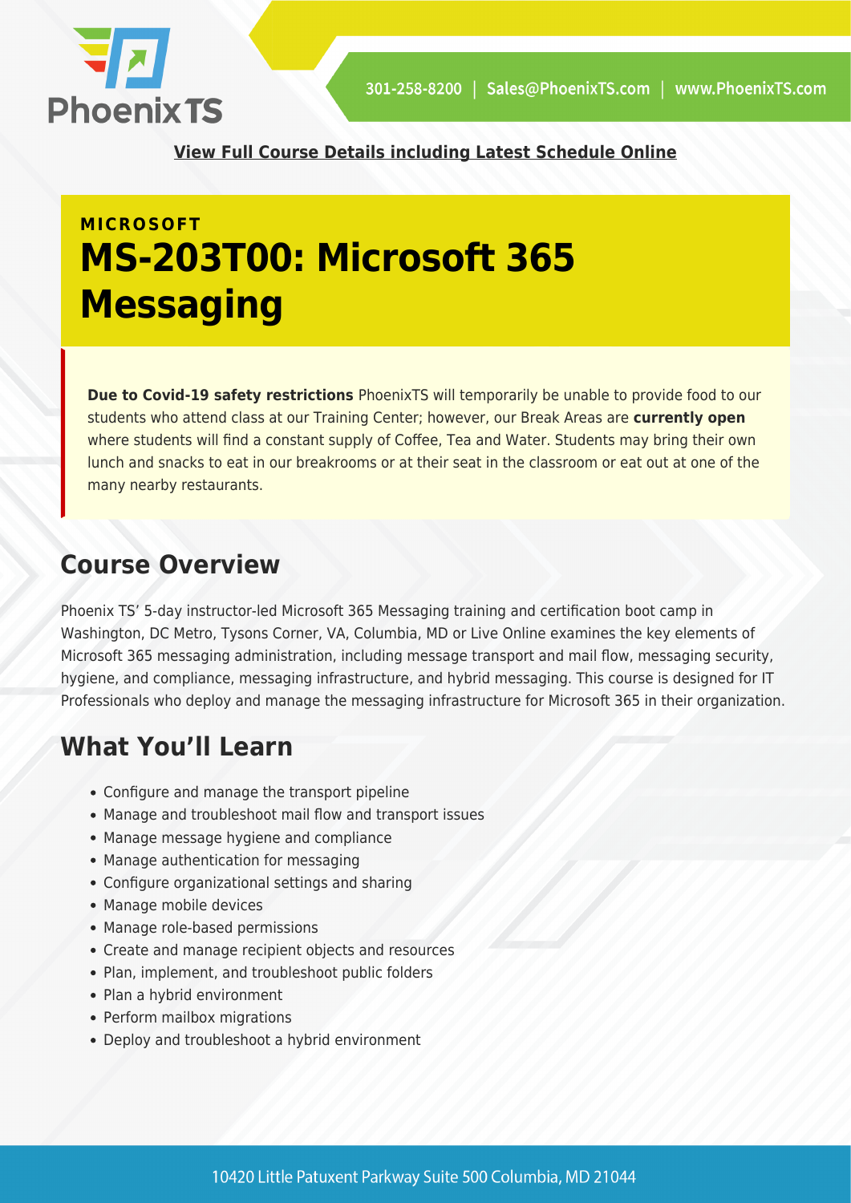**View Full Course Details including Latest Schedule Online**

MICROSOFT

# MS-203T00: Microsoft 365 Messaging

**Due to Covid-19 safety restrictions** PhoenixTS will temporarily be unable to provide food to our students who attend class at our Training Center; however, our Break Areas are **currently open** where students will find a constant supply of Coffee, Tea and Water. Students may bring their own lunch and snacks to eat in our breakrooms or at their seat in the classroom or eat out at one of the many nearby restaurants.

## Course Overview

Phoenix TS' 5-day instructor-led Microsoft 365 Messaging training and certification boot camp in Washington, DC Metro, Tysons Corner, VA, Columbia, MD or Live Online examines the key elements of Microsoft 365 messaging administration, including message transport and mail flow, messaging security, hygiene, and compliance, messaging infrastructure, and hybrid messaging. This course is designed for IT Professionals who deploy and manage the messaging infrastructure for Microsoft 365 in their organization.

## What You'll Learn

- Configure and manage the transport pipeline
- Manage and troubleshoot mail flow and transport issues
- Manage message hygiene and compliance
- Manage authentication for messaging
- Configure organizational settings and sharing
- Manage mobile devices
- Manage role-based permissions
- Create and manage recipient objects and resources
- Plan, implement, and troubleshoot public folders
- Plan a hybrid environment
- Perform mailbox migrations
- Deploy and troubleshoot a hybrid environment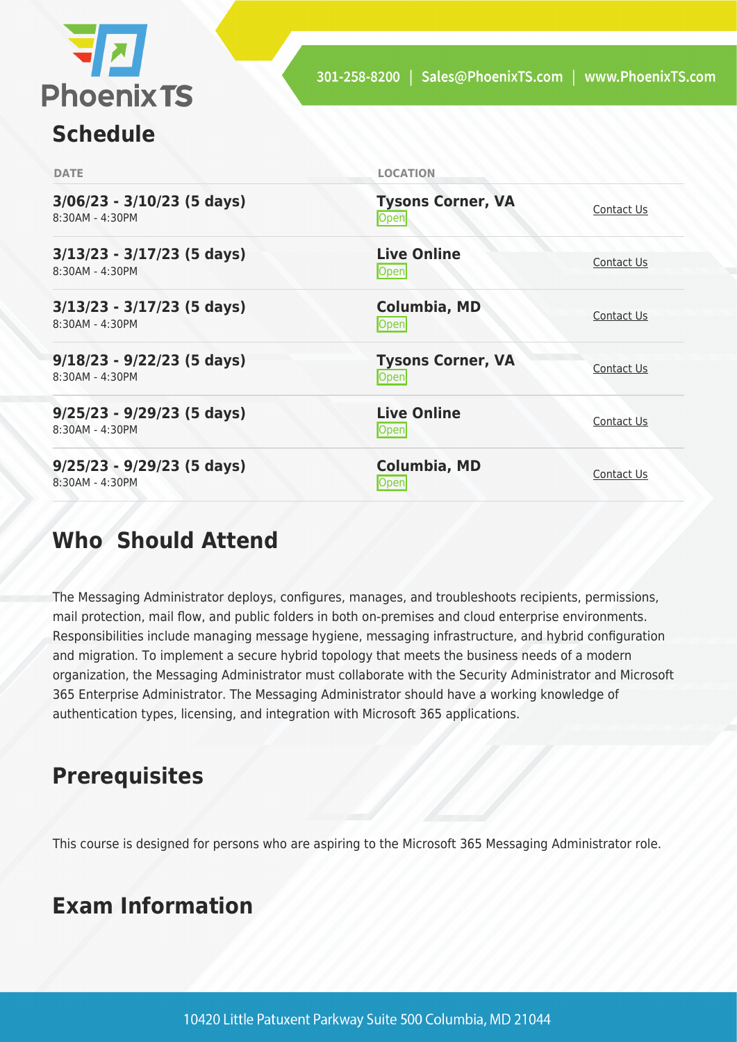## Schedule

| DATE | LOCATION | |
|---|---|---|
| **3/06/23 - 3/10/23 (5 days)** 8:30AM - 4:30PM | **Tysons Corner, VA** Open | Contact Us |
| **3/13/23 - 3/17/23 (5 days)** 8:30AM - 4:30PM | **Live Online** Open | Contact Us |
| **3/13/23 - 3/17/23 (5 days)** 8:30AM - 4:30PM | **Columbia, MD** Open | Contact Us |
| **9/18/23 - 9/22/23 (5 days)** 8:30AM - 4:30PM | **Tysons Corner, VA** Open | Contact Us |
| **9/25/23 - 9/29/23 (5 days)** 8:30AM - 4:30PM | **Live Online** Open | Contact Us |
| **9/25/23 - 9/29/23 (5 days)** 8:30AM - 4:30PM | **Columbia, MD** Open | Contact Us |

## Who Should Attend

The Messaging Administrator deploys, configures, manages, and troubleshoots recipients, permissions, mail protection, mail flow, and public folders in both on-premises and cloud enterprise environments. Responsibilities include managing message hygiene, messaging infrastructure, and hybrid configuration and migration. To implement a secure hybrid topology that meets the business needs of a modern organization, the Messaging Administrator must collaborate with the Security Administrator and Microsoft 365 Enterprise Administrator. The Messaging Administrator should have a working knowledge of authentication types, licensing, and integration with Microsoft 365 applications.

## Prerequisites

This course is designed for persons who are aspiring to the Microsoft 365 Messaging Administrator role.

## Exam Information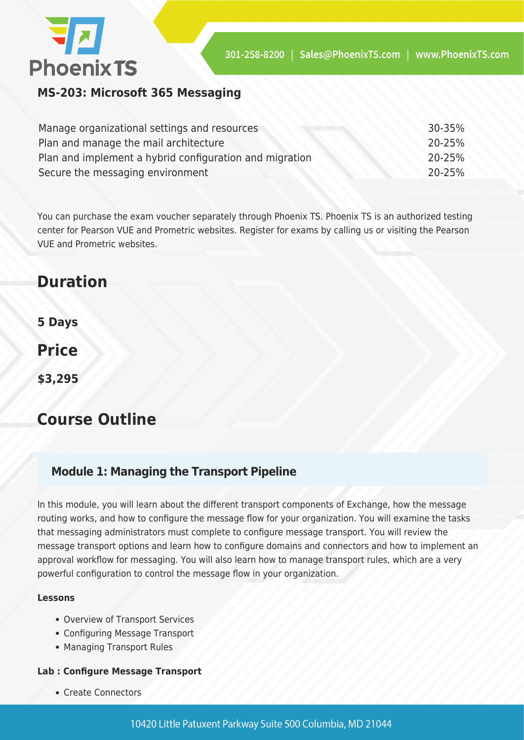### MS-203: Microsoft 365 Messaging

| | |
|---|---|
| Manage organizational settings and resources | 30-35% |
| Plan and manage the mail architecture | 20-25% |
| Plan and implement a hybrid configuration and migration | 20-25% |
| Secure the messaging environment | 20-25% |

You can purchase the exam voucher separately through Phoenix TS. Phoenix TS is an authorized testing center for Pearson VUE and Prometric websites. Register for exams by calling us or visiting the Pearson VUE and Prometric websites.

## Duration

**5 Days**

## Price

**$3,295**

## Course Outline

### Module 1: Managing the Transport Pipeline

In this module, you will learn about the different transport components of Exchange, how the message routing works, and how to configure the message flow for your organization. You will examine the tasks that messaging administrators must complete to configure message transport. You will review the message transport options and learn how to configure domains and connectors and how to implement an approval workflow for messaging. You will also learn how to manage transport rules, which are a very powerful configuration to control the message flow in your organization.

**Lessons**

- Overview of Transport Services
- Configuring Message Transport
- Managing Transport Rules

**Lab : Configure Message Transport**

- Create Connectors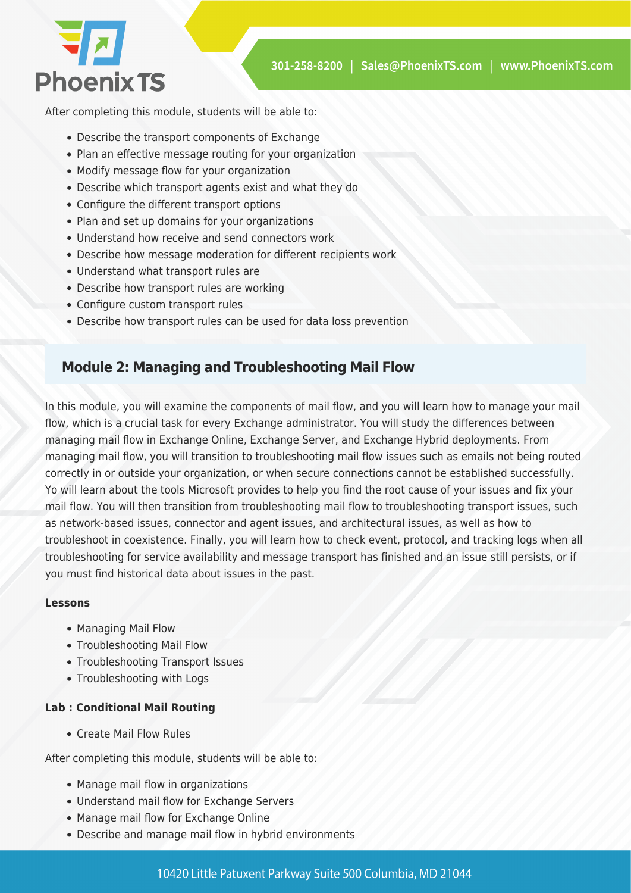After completing this module, students will be able to:

- Describe the transport components of Exchange
- Plan an effective message routing for your organization
- Modify message flow for your organization
- Describe which transport agents exist and what they do
- Configure the different transport options
- Plan and set up domains for your organizations
- Understand how receive and send connectors work
- Describe how message moderation for different recipients work
- Understand what transport rules are
- Describe how transport rules are working
- Configure custom transport rules
- Describe how transport rules can be used for data loss prevention

## Module 2: Managing and Troubleshooting Mail Flow

In this module, you will examine the components of mail flow, and you will learn how to manage your mail flow, which is a crucial task for every Exchange administrator. You will study the differences between managing mail flow in Exchange Online, Exchange Server, and Exchange Hybrid deployments. From managing mail flow, you will transition to troubleshooting mail flow issues such as emails not being routed correctly in or outside your organization, or when secure connections cannot be established successfully. Yo will learn about the tools Microsoft provides to help you find the root cause of your issues and fix your mail flow. You will then transition from troubleshooting mail flow to troubleshooting transport issues, such as network-based issues, connector and agent issues, and architectural issues, as well as how to troubleshoot in coexistence. Finally, you will learn how to check event, protocol, and tracking logs when all troubleshooting for service availability and message transport has finished and an issue still persists, or if you must find historical data about issues in the past.

**Lessons**

- Managing Mail Flow
- Troubleshooting Mail Flow
- Troubleshooting Transport Issues
- Troubleshooting with Logs

**Lab : Conditional Mail Routing**

- Create Mail Flow Rules

After completing this module, students will be able to:

- Manage mail flow in organizations
- Understand mail flow for Exchange Servers
- Manage mail flow for Exchange Online
- Describe and manage mail flow in hybrid environments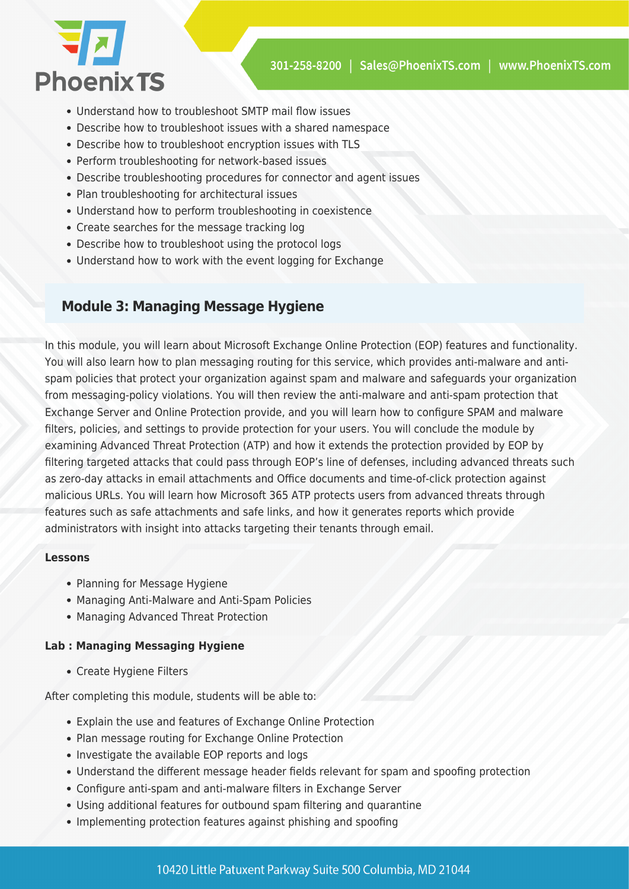- Understand how to troubleshoot SMTP mail flow issues
- Describe how to troubleshoot issues with a shared namespace
- Describe how to troubleshoot encryption issues with TLS
- Perform troubleshooting for network-based issues
- Describe troubleshooting procedures for connector and agent issues
- Plan troubleshooting for architectural issues
- Understand how to perform troubleshooting in coexistence
- Create searches for the message tracking log
- Describe how to troubleshoot using the protocol logs
- Understand how to work with the event logging for Exchange

## Module 3: Managing Message Hygiene

In this module, you will learn about Microsoft Exchange Online Protection (EOP) features and functionality. You will also learn how to plan messaging routing for this service, which provides anti-malware and anti-spam policies that protect your organization against spam and malware and safeguards your organization from messaging-policy violations. You will then review the anti-malware and anti-spam protection that Exchange Server and Online Protection provide, and you will learn how to configure SPAM and malware filters, policies, and settings to provide protection for your users. You will conclude the module by examining Advanced Threat Protection (ATP) and how it extends the protection provided by EOP by filtering targeted attacks that could pass through EOP's line of defenses, including advanced threats such as zero-day attacks in email attachments and Office documents and time-of-click protection against malicious URLs. You will learn how Microsoft 365 ATP protects users from advanced threats through features such as safe attachments and safe links, and how it generates reports which provide administrators with insight into attacks targeting their tenants through email.

**Lessons**

- Planning for Message Hygiene
- Managing Anti-Malware and Anti-Spam Policies
- Managing Advanced Threat Protection

**Lab : Managing Messaging Hygiene**

- Create Hygiene Filters

After completing this module, students will be able to:

- Explain the use and features of Exchange Online Protection
- Plan message routing for Exchange Online Protection
- Investigate the available EOP reports and logs
- Understand the different message header fields relevant for spam and spoofing protection
- Configure anti-spam and anti-malware filters in Exchange Server
- Using additional features for outbound spam filtering and quarantine
- Implementing protection features against phishing and spoofing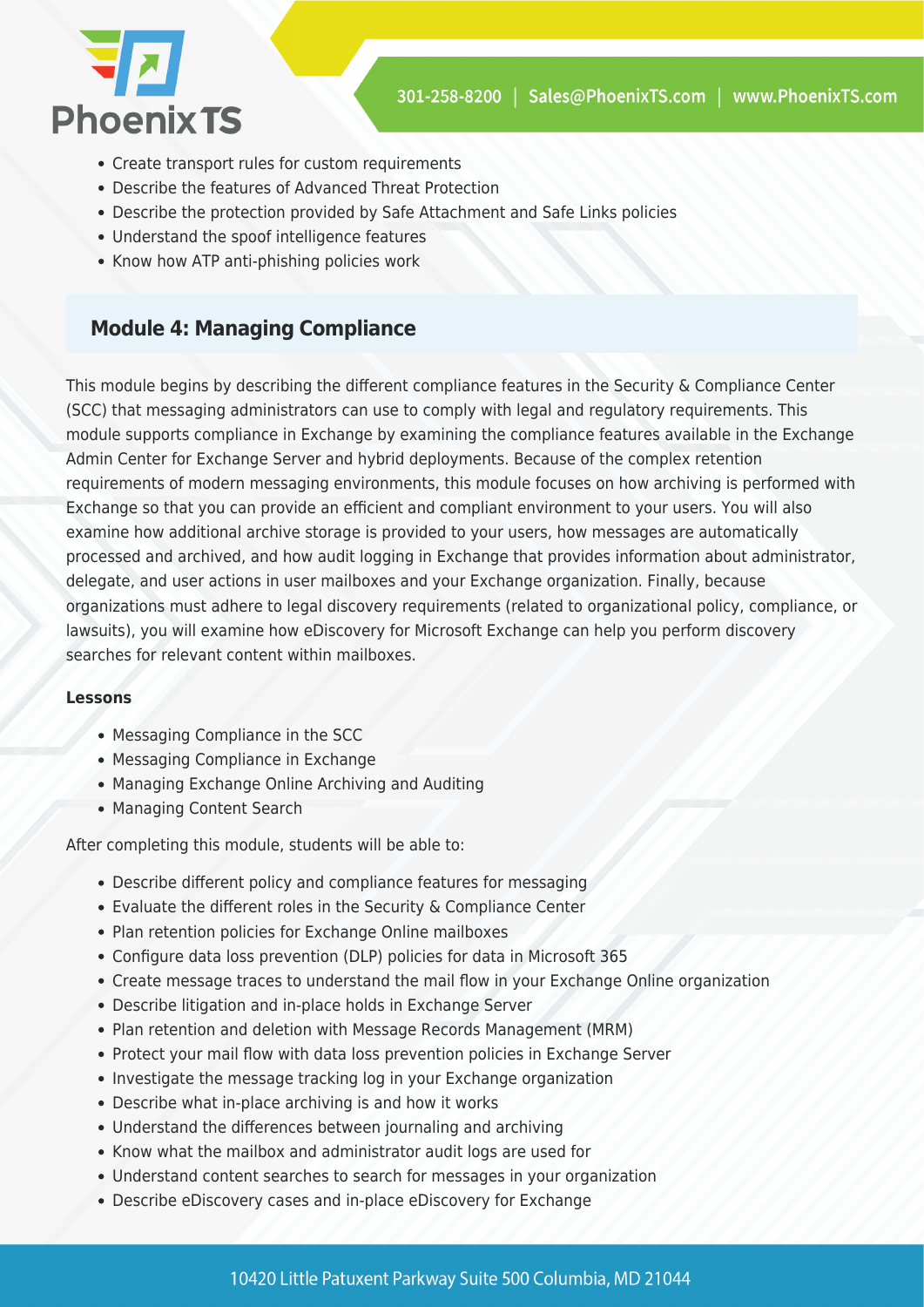- Create transport rules for custom requirements
- Describe the features of Advanced Threat Protection
- Describe the protection provided by Safe Attachment and Safe Links policies
- Understand the spoof intelligence features
- Know how ATP anti-phishing policies work

## Module 4: Managing Compliance

This module begins by describing the different compliance features in the Security & Compliance Center (SCC) that messaging administrators can use to comply with legal and regulatory requirements. This module supports compliance in Exchange by examining the compliance features available in the Exchange Admin Center for Exchange Server and hybrid deployments. Because of the complex retention requirements of modern messaging environments, this module focuses on how archiving is performed with Exchange so that you can provide an efficient and compliant environment to your users. You will also examine how additional archive storage is provided to your users, how messages are automatically processed and archived, and how audit logging in Exchange that provides information about administrator, delegate, and user actions in user mailboxes and your Exchange organization. Finally, because organizations must adhere to legal discovery requirements (related to organizational policy, compliance, or lawsuits), you will examine how eDiscovery for Microsoft Exchange can help you perform discovery searches for relevant content within mailboxes.

**Lessons**

- Messaging Compliance in the SCC
- Messaging Compliance in Exchange
- Managing Exchange Online Archiving and Auditing
- Managing Content Search

After completing this module, students will be able to:

- Describe different policy and compliance features for messaging
- Evaluate the different roles in the Security & Compliance Center
- Plan retention policies for Exchange Online mailboxes
- Configure data loss prevention (DLP) policies for data in Microsoft 365
- Create message traces to understand the mail flow in your Exchange Online organization
- Describe litigation and in-place holds in Exchange Server
- Plan retention and deletion with Message Records Management (MRM)
- Protect your mail flow with data loss prevention policies in Exchange Server
- Investigate the message tracking log in your Exchange organization
- Describe what in-place archiving is and how it works
- Understand the differences between journaling and archiving
- Know what the mailbox and administrator audit logs are used for
- Understand content searches to search for messages in your organization
- Describe eDiscovery cases and in-place eDiscovery for Exchange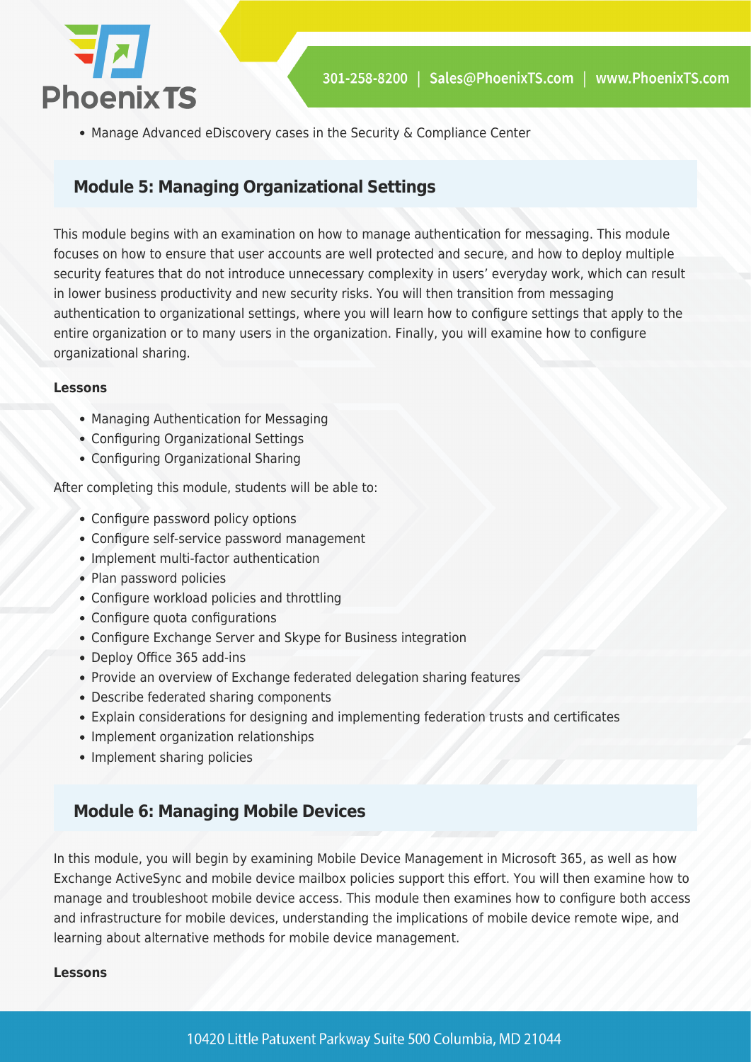- Manage Advanced eDiscovery cases in the Security & Compliance Center

## Module 5: Managing Organizational Settings

This module begins with an examination on how to manage authentication for messaging. This module focuses on how to ensure that user accounts are well protected and secure, and how to deploy multiple security features that do not introduce unnecessary complexity in users' everyday work, which can result in lower business productivity and new security risks. You will then transition from messaging authentication to organizational settings, where you will learn how to configure settings that apply to the entire organization or to many users in the organization. Finally, you will examine how to configure organizational sharing.

**Lessons**

- Managing Authentication for Messaging
- Configuring Organizational Settings
- Configuring Organizational Sharing

After completing this module, students will be able to:

- Configure password policy options
- Configure self-service password management
- Implement multi-factor authentication
- Plan password policies
- Configure workload policies and throttling
- Configure quota configurations
- Configure Exchange Server and Skype for Business integration
- Deploy Office 365 add-ins
- Provide an overview of Exchange federated delegation sharing features
- Describe federated sharing components
- Explain considerations for designing and implementing federation trusts and certificates
- Implement organization relationships
- Implement sharing policies

## Module 6: Managing Mobile Devices

In this module, you will begin by examining Mobile Device Management in Microsoft 365, as well as how Exchange ActiveSync and mobile device mailbox policies support this effort. You will then examine how to manage and troubleshoot mobile device access. This module then examines how to configure both access and infrastructure for mobile devices, understanding the implications of mobile device remote wipe, and learning about alternative methods for mobile device management.

**Lessons**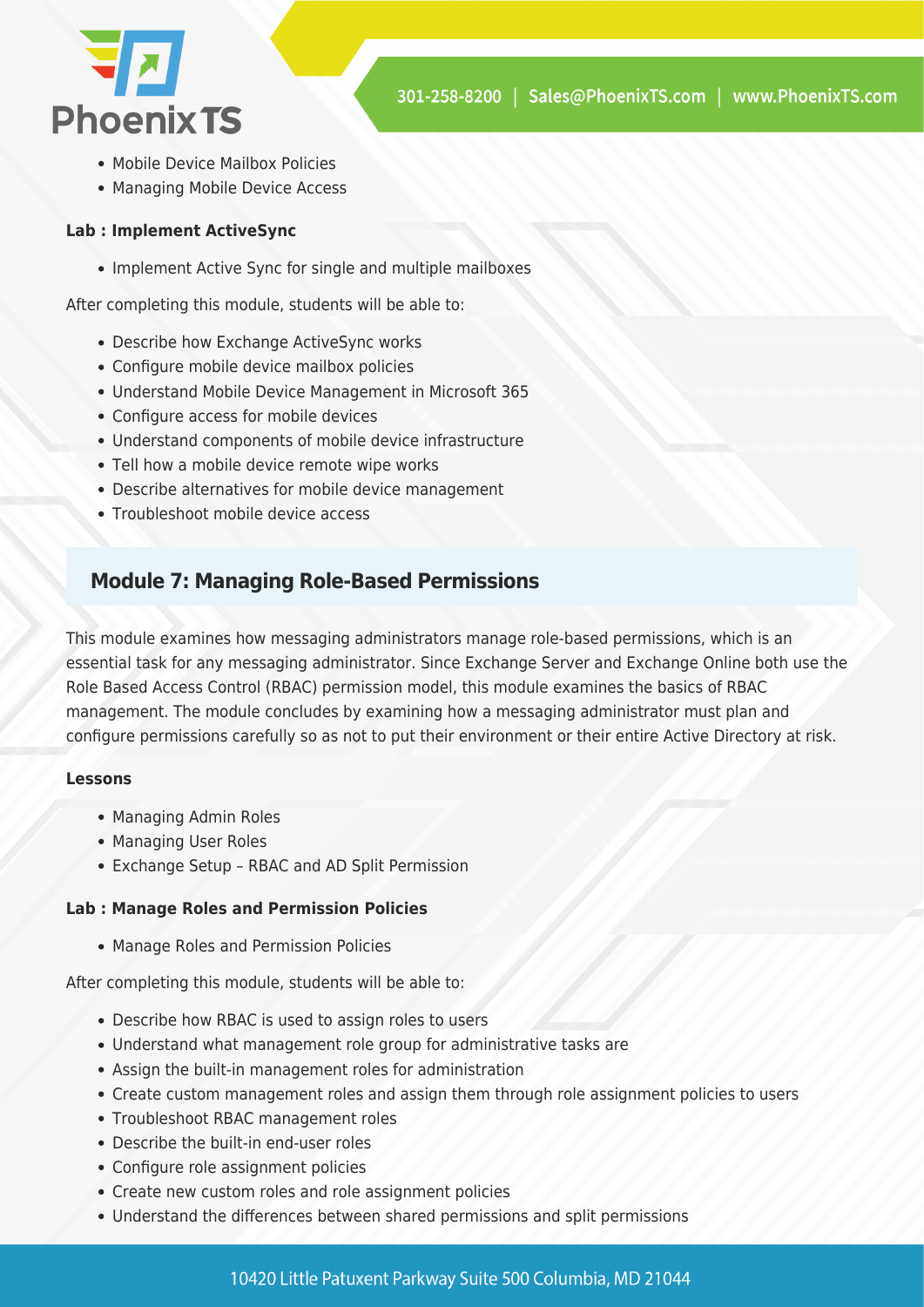- Mobile Device Mailbox Policies
- Managing Mobile Device Access

**Lab : Implement ActiveSync**

- Implement Active Sync for single and multiple mailboxes

After completing this module, students will be able to:

- Describe how Exchange ActiveSync works
- Configure mobile device mailbox policies
- Understand Mobile Device Management in Microsoft 365
- Configure access for mobile devices
- Understand components of mobile device infrastructure
- Tell how a mobile device remote wipe works
- Describe alternatives for mobile device management
- Troubleshoot mobile device access

## Module 7: Managing Role-Based Permissions

This module examines how messaging administrators manage role-based permissions, which is an essential task for any messaging administrator. Since Exchange Server and Exchange Online both use the Role Based Access Control (RBAC) permission model, this module examines the basics of RBAC management. The module concludes by examining how a messaging administrator must plan and configure permissions carefully so as not to put their environment or their entire Active Directory at risk.

**Lessons**

- Managing Admin Roles
- Managing User Roles
- Exchange Setup – RBAC and AD Split Permission

**Lab : Manage Roles and Permission Policies**

- Manage Roles and Permission Policies

After completing this module, students will be able to:

- Describe how RBAC is used to assign roles to users
- Understand what management role group for administrative tasks are
- Assign the built-in management roles for administration
- Create custom management roles and assign them through role assignment policies to users
- Troubleshoot RBAC management roles
- Describe the built-in end-user roles
- Configure role assignment policies
- Create new custom roles and role assignment policies
- Understand the differences between shared permissions and split permissions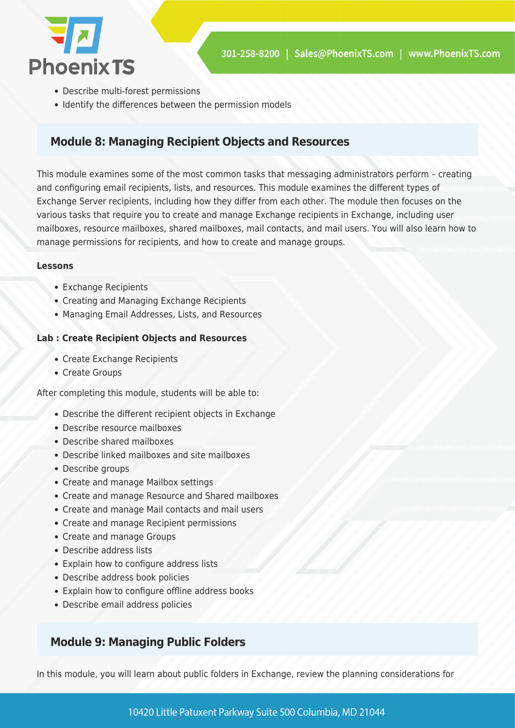- Describe multi-forest permissions
- Identify the differences between the permission models

## Module 8: Managing Recipient Objects and Resources

This module examines some of the most common tasks that messaging administrators perform – creating and configuring email recipients, lists, and resources. This module examines the different types of Exchange Server recipients, including how they differ from each other. The module then focuses on the various tasks that require you to create and manage Exchange recipients in Exchange, including user mailboxes, resource mailboxes, shared mailboxes, mail contacts, and mail users. You will also learn how to manage permissions for recipients, and how to create and manage groups.

**Lessons**

- Exchange Recipients
- Creating and Managing Exchange Recipients
- Managing Email Addresses, Lists, and Resources

**Lab : Create Recipient Objects and Resources**

- Create Exchange Recipients
- Create Groups

After completing this module, students will be able to:

- Describe the different recipient objects in Exchange
- Describe resource mailboxes
- Describe shared mailboxes
- Describe linked mailboxes and site mailboxes
- Describe groups
- Create and manage Mailbox settings
- Create and manage Resource and Shared mailboxes
- Create and manage Mail contacts and mail users
- Create and manage Recipient permissions
- Create and manage Groups
- Describe address lists
- Explain how to configure address lists
- Describe address book policies
- Explain how to configure offline address books
- Describe email address policies

## Module 9: Managing Public Folders

In this module, you will learn about public folders in Exchange, review the planning considerations for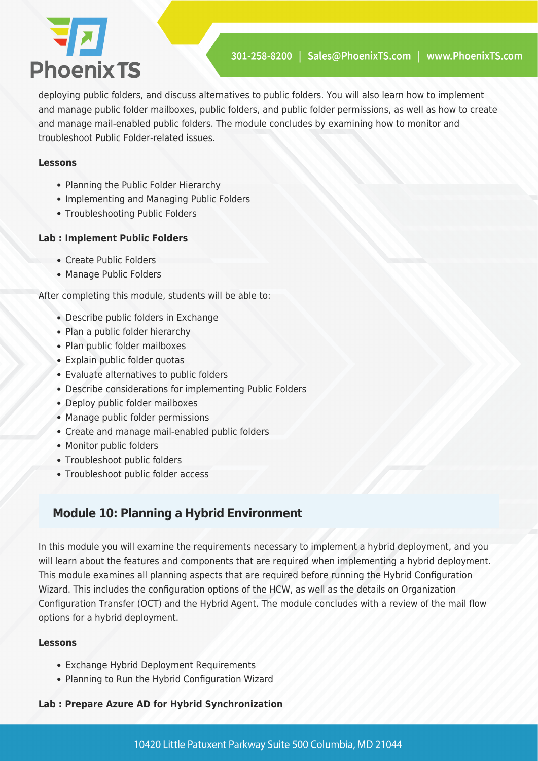deploying public folders, and discuss alternatives to public folders. You will also learn how to implement and manage public folder mailboxes, public folders, and public folder permissions, as well as how to create and manage mail-enabled public folders. The module concludes by examining how to monitor and troubleshoot Public Folder-related issues.

**Lessons**

- Planning the Public Folder Hierarchy
- Implementing and Managing Public Folders
- Troubleshooting Public Folders

**Lab : Implement Public Folders**

- Create Public Folders
- Manage Public Folders

After completing this module, students will be able to:

- Describe public folders in Exchange
- Plan a public folder hierarchy
- Plan public folder mailboxes
- Explain public folder quotas
- Evaluate alternatives to public folders
- Describe considerations for implementing Public Folders
- Deploy public folder mailboxes
- Manage public folder permissions
- Create and manage mail-enabled public folders
- Monitor public folders
- Troubleshoot public folders
- Troubleshoot public folder access

## Module 10: Planning a Hybrid Environment

In this module you will examine the requirements necessary to implement a hybrid deployment, and you will learn about the features and components that are required when implementing a hybrid deployment. This module examines all planning aspects that are required before running the Hybrid Configuration Wizard. This includes the configuration options of the HCW, as well as the details on Organization Configuration Transfer (OCT) and the Hybrid Agent. The module concludes with a review of the mail flow options for a hybrid deployment.

**Lessons**

- Exchange Hybrid Deployment Requirements
- Planning to Run the Hybrid Configuration Wizard

**Lab : Prepare Azure AD for Hybrid Synchronization**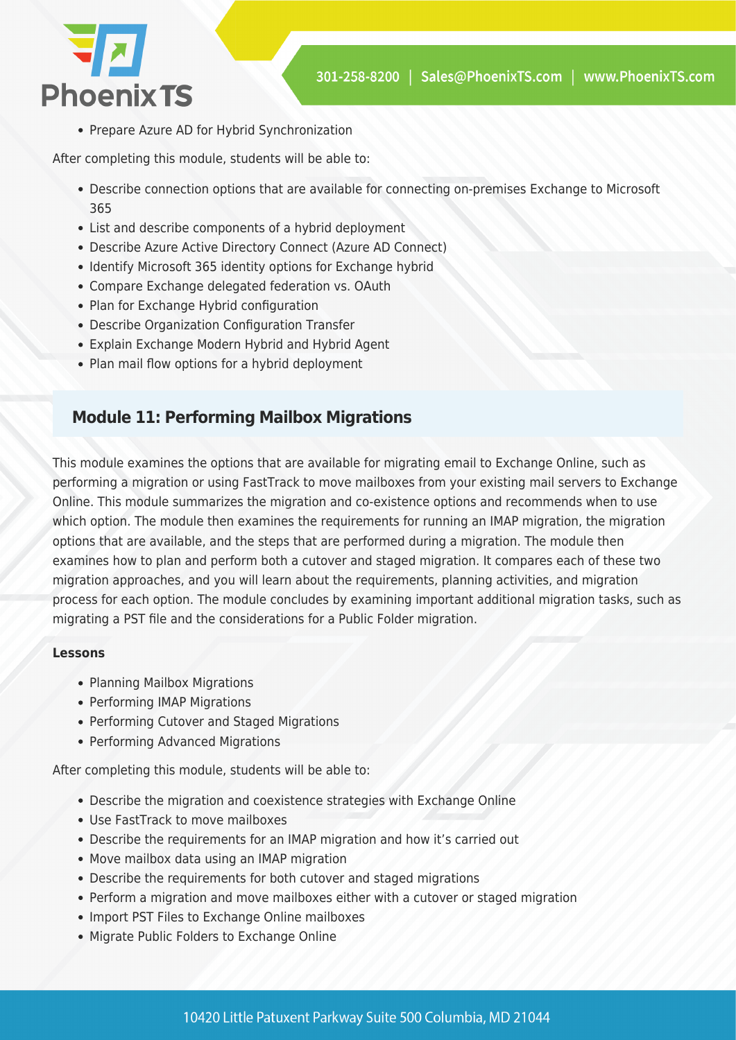- Prepare Azure AD for Hybrid Synchronization

After completing this module, students will be able to:

- Describe connection options that are available for connecting on-premises Exchange to Microsoft 365
- List and describe components of a hybrid deployment
- Describe Azure Active Directory Connect (Azure AD Connect)
- Identify Microsoft 365 identity options for Exchange hybrid
- Compare Exchange delegated federation vs. OAuth
- Plan for Exchange Hybrid configuration
- Describe Organization Configuration Transfer
- Explain Exchange Modern Hybrid and Hybrid Agent
- Plan mail flow options for a hybrid deployment

## Module 11: Performing Mailbox Migrations

This module examines the options that are available for migrating email to Exchange Online, such as performing a migration or using FastTrack to move mailboxes from your existing mail servers to Exchange Online. This module summarizes the migration and co-existence options and recommends when to use which option. The module then examines the requirements for running an IMAP migration, the migration options that are available, and the steps that are performed during a migration. The module then examines how to plan and perform both a cutover and staged migration. It compares each of these two migration approaches, and you will learn about the requirements, planning activities, and migration process for each option. The module concludes by examining important additional migration tasks, such as migrating a PST file and the considerations for a Public Folder migration.

**Lessons**

- Planning Mailbox Migrations
- Performing IMAP Migrations
- Performing Cutover and Staged Migrations
- Performing Advanced Migrations

After completing this module, students will be able to:

- Describe the migration and coexistence strategies with Exchange Online
- Use FastTrack to move mailboxes
- Describe the requirements for an IMAP migration and how it's carried out
- Move mailbox data using an IMAP migration
- Describe the requirements for both cutover and staged migrations
- Perform a migration and move mailboxes either with a cutover or staged migration
- Import PST Files to Exchange Online mailboxes
- Migrate Public Folders to Exchange Online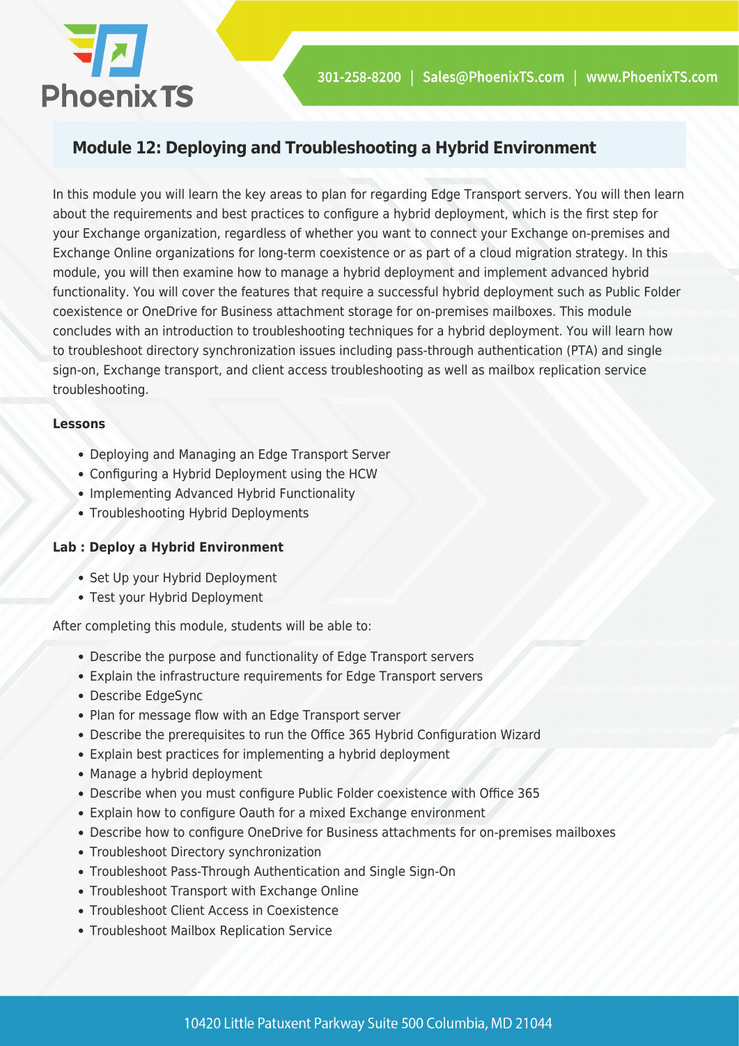## Module 12: Deploying and Troubleshooting a Hybrid Environment

In this module you will learn the key areas to plan for regarding Edge Transport servers. You will then learn about the requirements and best practices to configure a hybrid deployment, which is the first step for your Exchange organization, regardless of whether you want to connect your Exchange on-premises and Exchange Online organizations for long-term coexistence or as part of a cloud migration strategy. In this module, you will then examine how to manage a hybrid deployment and implement advanced hybrid functionality. You will cover the features that require a successful hybrid deployment such as Public Folder coexistence or OneDrive for Business attachment storage for on-premises mailboxes. This module concludes with an introduction to troubleshooting techniques for a hybrid deployment. You will learn how to troubleshoot directory synchronization issues including pass-through authentication (PTA) and single sign-on, Exchange transport, and client access troubleshooting as well as mailbox replication service troubleshooting.

**Lessons**

- Deploying and Managing an Edge Transport Server
- Configuring a Hybrid Deployment using the HCW
- Implementing Advanced Hybrid Functionality
- Troubleshooting Hybrid Deployments

**Lab : Deploy a Hybrid Environment**

- Set Up your Hybrid Deployment
- Test your Hybrid Deployment

After completing this module, students will be able to:

- Describe the purpose and functionality of Edge Transport servers
- Explain the infrastructure requirements for Edge Transport servers
- Describe EdgeSync
- Plan for message flow with an Edge Transport server
- Describe the prerequisites to run the Office 365 Hybrid Configuration Wizard
- Explain best practices for implementing a hybrid deployment
- Manage a hybrid deployment
- Describe when you must configure Public Folder coexistence with Office 365
- Explain how to configure Oauth for a mixed Exchange environment
- Describe how to configure OneDrive for Business attachments for on-premises mailboxes
- Troubleshoot Directory synchronization
- Troubleshoot Pass-Through Authentication and Single Sign-On
- Troubleshoot Transport with Exchange Online
- Troubleshoot Client Access in Coexistence
- Troubleshoot Mailbox Replication Service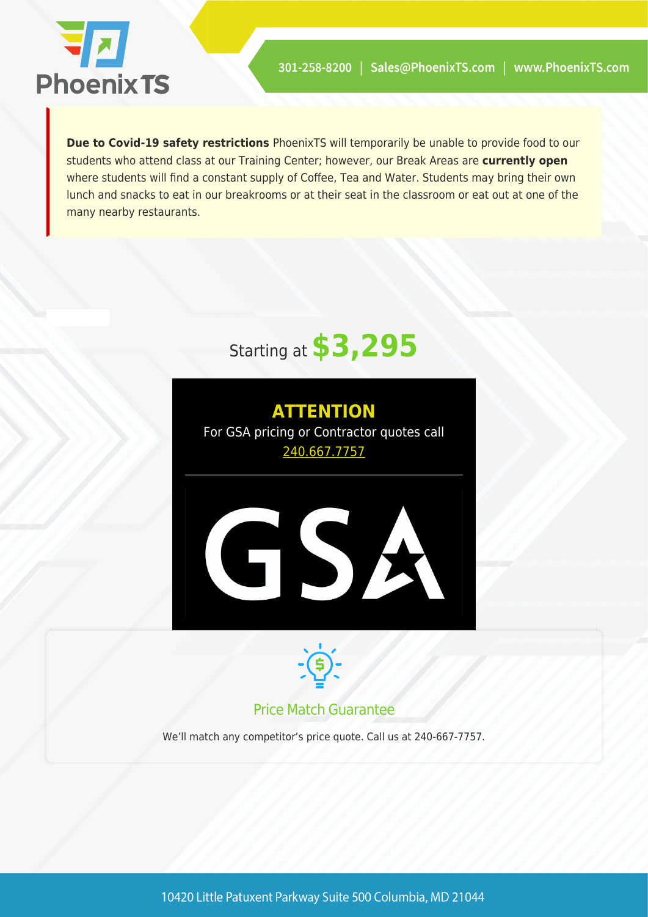**Due to Covid-19 safety restrictions** PhoenixTS will temporarily be unable to provide food to our students who attend class at our Training Center; however, our Break Areas are **currently open** where students will find a constant supply of Coffee, Tea and Water. Students may bring their own lunch and snacks to eat in our breakrooms or at their seat in the classroom or eat out at one of the many nearby restaurants.

Starting at **$3,295**

**ATTENTION**

For GSA pricing or Contractor quotes call 240.667.7757

GSA

Price Match Guarantee

We'll match any competitor's price quote. Call us at 240-667-7757.